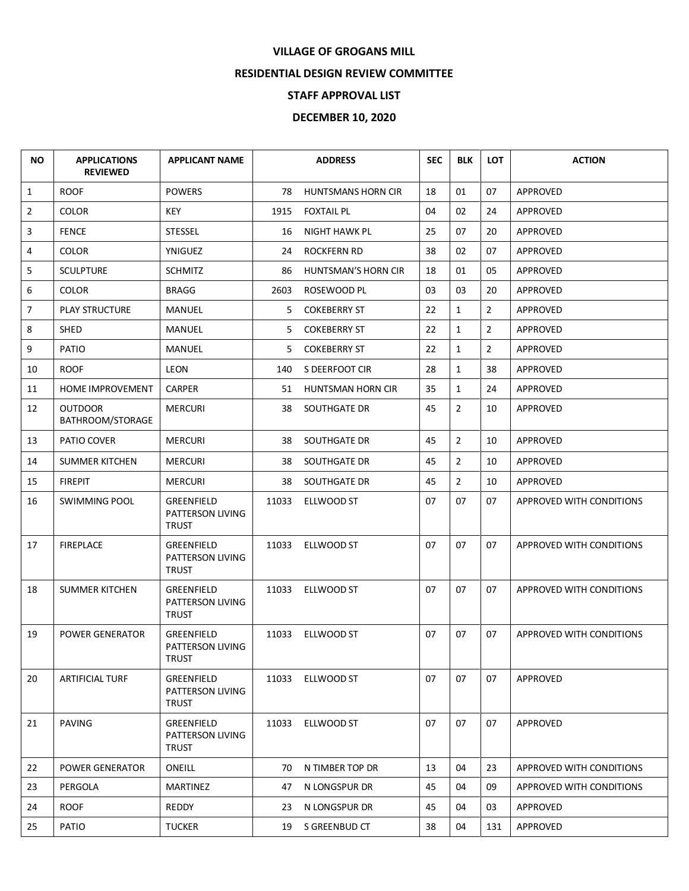# VILLAGE OF GROGANS MILL

## RESIDENTIAL DESIGN REVIEW COMMITTEE

## STAFF APPROVAL LIST

## DECEMBER 10, 2020

| NO | APPLICATIONS REVIEWED | APPLICANT NAME | ADDRESS | | SEC | BLK | LOT | ACTION |
|---|---|---|---|---|---|---|---|---|
| 1 | ROOF | POWERS | 78 | HUNTSMANS HORN CIR | 18 | 01 | 07 | APPROVED |
| 2 | COLOR | KEY | 1915 | FOXTAIL PL | 04 | 02 | 24 | APPROVED |
| 3 | FENCE | STESSEL | 16 | NIGHT HAWK PL | 25 | 07 | 20 | APPROVED |
| 4 | COLOR | YNIGUEZ | 24 | ROCKFERN RD | 38 | 02 | 07 | APPROVED |
| 5 | SCULPTURE | SCHMITZ | 86 | HUNTSMAN'S HORN CIR | 18 | 01 | 05 | APPROVED |
| 6 | COLOR | BRAGG | 2603 | ROSEWOOD PL | 03 | 03 | 20 | APPROVED |
| 7 | PLAY STRUCTURE | MANUEL | 5 | COKEBERRY ST | 22 | 1 | 2 | APPROVED |
| 8 | SHED | MANUEL | 5 | COKEBERRY ST | 22 | 1 | 2 | APPROVED |
| 9 | PATIO | MANUEL | 5 | COKEBERRY ST | 22 | 1 | 2 | APPROVED |
| 10 | ROOF | LEON | 140 | S DEERFOOT CIR | 28 | 1 | 38 | APPROVED |
| 11 | HOME IMPROVEMENT | CARPER | 51 | HUNTSMAN HORN CIR | 35 | 1 | 24 | APPROVED |
| 12 | OUTDOOR BATHROOM/STORAGE | MERCURI | 38 | SOUTHGATE DR | 45 | 2 | 10 | APPROVED |
| 13 | PATIO COVER | MERCURI | 38 | SOUTHGATE DR | 45 | 2 | 10 | APPROVED |
| 14 | SUMMER KITCHEN | MERCURI | 38 | SOUTHGATE DR | 45 | 2 | 10 | APPROVED |
| 15 | FIREPIT | MERCURI | 38 | SOUTHGATE DR | 45 | 2 | 10 | APPROVED |
| 16 | SWIMMING POOL | GREENFIELD PATTERSON LIVING TRUST | 11033 | ELLWOOD ST | 07 | 07 | 07 | APPROVED WITH CONDITIONS |
| 17 | FIREPLACE | GREENFIELD PATTERSON LIVING TRUST | 11033 | ELLWOOD ST | 07 | 07 | 07 | APPROVED WITH CONDITIONS |
| 18 | SUMMER KITCHEN | GREENFIELD PATTERSON LIVING TRUST | 11033 | ELLWOOD ST | 07 | 07 | 07 | APPROVED WITH CONDITIONS |
| 19 | POWER GENERATOR | GREENFIELD PATTERSON LIVING TRUST | 11033 | ELLWOOD ST | 07 | 07 | 07 | APPROVED WITH CONDITIONS |
| 20 | ARTIFICIAL TURF | GREENFIELD PATTERSON LIVING TRUST | 11033 | ELLWOOD ST | 07 | 07 | 07 | APPROVED |
| 21 | PAVING | GREENFIELD PATTERSON LIVING TRUST | 11033 | ELLWOOD ST | 07 | 07 | 07 | APPROVED |
| 22 | POWER GENERATOR | ONEILL | 70 | N TIMBER TOP DR | 13 | 04 | 23 | APPROVED WITH CONDITIONS |
| 23 | PERGOLA | MARTINEZ | 47 | N LONGSPUR DR | 45 | 04 | 09 | APPROVED WITH CONDITIONS |
| 24 | ROOF | REDDY | 23 | N LONGSPUR DR | 45 | 04 | 03 | APPROVED |
| 25 | PATIO | TUCKER | 19 | S GREENBUD CT | 38 | 04 | 131 | APPROVED |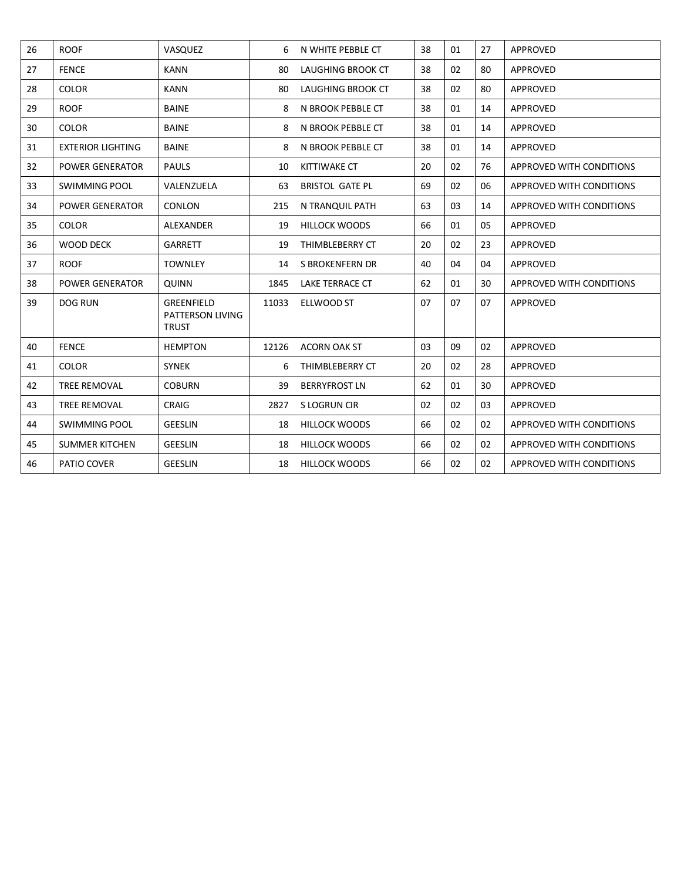| | | | | | | | | |
|---|---|---|---|---|---|---|---|---|
| 26 | ROOF | VASQUEZ | 6 | N WHITE PEBBLE CT | 38 | 01 | 27 | APPROVED |
| 27 | FENCE | KANN | 80 | LAUGHING BROOK CT | 38 | 02 | 80 | APPROVED |
| 28 | COLOR | KANN | 80 | LAUGHING BROOK CT | 38 | 02 | 80 | APPROVED |
| 29 | ROOF | BAINE | 8 | N BROOK PEBBLE CT | 38 | 01 | 14 | APPROVED |
| 30 | COLOR | BAINE | 8 | N BROOK PEBBLE CT | 38 | 01 | 14 | APPROVED |
| 31 | EXTERIOR LIGHTING | BAINE | 8 | N BROOK PEBBLE CT | 38 | 01 | 14 | APPROVED |
| 32 | POWER GENERATOR | PAULS | 10 | KITTIWAKE CT | 20 | 02 | 76 | APPROVED WITH CONDITIONS |
| 33 | SWIMMING POOL | VALENZUELA | 63 | BRISTOL GATE PL | 69 | 02 | 06 | APPROVED WITH CONDITIONS |
| 34 | POWER GENERATOR | CONLON | 215 | N TRANQUIL PATH | 63 | 03 | 14 | APPROVED WITH CONDITIONS |
| 35 | COLOR | ALEXANDER | 19 | HILLOCK WOODS | 66 | 01 | 05 | APPROVED |
| 36 | WOOD DECK | GARRETT | 19 | THIMBLEBERRY CT | 20 | 02 | 23 | APPROVED |
| 37 | ROOF | TOWNLEY | 14 | S BROKENFERN DR | 40 | 04 | 04 | APPROVED |
| 38 | POWER GENERATOR | QUINN | 1845 | LAKE TERRACE CT | 62 | 01 | 30 | APPROVED WITH CONDITIONS |
| 39 | DOG RUN | GREENFIELD PATTERSON LIVING TRUST | 11033 | ELLWOOD ST | 07 | 07 | 07 | APPROVED |
| 40 | FENCE | HEMPTON | 12126 | ACORN OAK ST | 03 | 09 | 02 | APPROVED |
| 41 | COLOR | SYNEK | 6 | THIMBLEBERRY CT | 20 | 02 | 28 | APPROVED |
| 42 | TREE REMOVAL | COBURN | 39 | BERRYFROST LN | 62 | 01 | 30 | APPROVED |
| 43 | TREE REMOVAL | CRAIG | 2827 | S LOGRUN CIR | 02 | 02 | 03 | APPROVED |
| 44 | SWIMMING POOL | GEESLIN | 18 | HILLOCK WOODS | 66 | 02 | 02 | APPROVED WITH CONDITIONS |
| 45 | SUMMER KITCHEN | GEESLIN | 18 | HILLOCK WOODS | 66 | 02 | 02 | APPROVED WITH CONDITIONS |
| 46 | PATIO COVER | GEESLIN | 18 | HILLOCK WOODS | 66 | 02 | 02 | APPROVED WITH CONDITIONS |